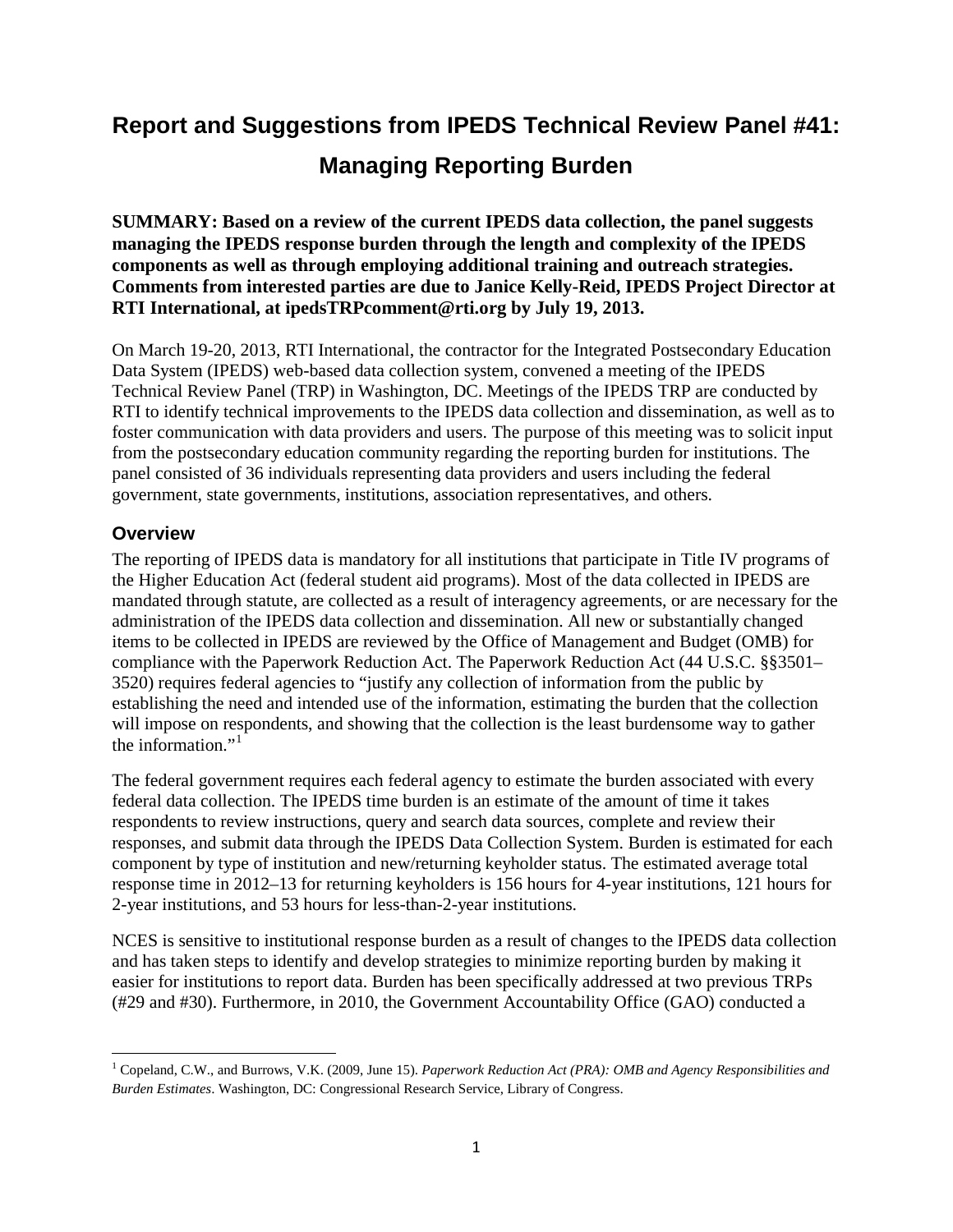# Report and Suggestions from IPEDS Technical Review Panel #41: Managing Reporting Burden

**SUMMARY: Based on a review of the current IPEDS data collection, the panel suggests managing the IPEDS response burden through the length and complexity of the IPEDS components as well as through employing additional training and outreach strategies. Comments from interested parties are due to Janice Kelly-Reid, IPEDS Project Director at RTI International, at ipedsTRPcomment@rti.org by July 19, 2013.**

On March 19-20, 2013, RTI International, the contractor for the Integrated Postsecondary Education Data System (IPEDS) web-based data collection system, convened a meeting of the IPEDS Technical Review Panel (TRP) in Washington, DC. Meetings of the IPEDS TRP are conducted by RTI to identify technical improvements to the IPEDS data collection and dissemination, as well as to foster communication with data providers and users. The purpose of this meeting was to solicit input from the postsecondary education community regarding the reporting burden for institutions. The panel consisted of 36 individuals representing data providers and users including the federal government, state governments, institutions, association representatives, and others.

## Overview

The reporting of IPEDS data is mandatory for all institutions that participate in Title IV programs of the Higher Education Act (federal student aid programs). Most of the data collected in IPEDS are mandated through statute, are collected as a result of interagency agreements, or are necessary for the administration of the IPEDS data collection and dissemination. All new or substantially changed items to be collected in IPEDS are reviewed by the Office of Management and Budget (OMB) for compliance with the Paperwork Reduction Act. The Paperwork Reduction Act (44 U.S.C. §§3501–3520) requires federal agencies to "justify any collection of information from the public by establishing the need and intended use of the information, estimating the burden that the collection will impose on respondents, and showing that the collection is the least burdensome way to gather the information."[1]

The federal government requires each federal agency to estimate the burden associated with every federal data collection. The IPEDS time burden is an estimate of the amount of time it takes respondents to review instructions, query and search data sources, complete and review their responses, and submit data through the IPEDS Data Collection System. Burden is estimated for each component by type of institution and new/returning keyholder status. The estimated average total response time in 2012–13 for returning keyholders is 156 hours for 4-year institutions, 121 hours for 2-year institutions, and 53 hours for less-than-2-year institutions.

NCES is sensitive to institutional response burden as a result of changes to the IPEDS data collection and has taken steps to identify and develop strategies to minimize reporting burden by making it easier for institutions to report data. Burden has been specifically addressed at two previous TRPs (#29 and #30). Furthermore, in 2010, the Government Accountability Office (GAO) conducted a

[1] Copeland, C.W., and Burrows, V.K. (2009, June 15). *Paperwork Reduction Act (PRA): OMB and Agency Responsibilities and Burden Estimates*. Washington, DC: Congressional Research Service, Library of Congress.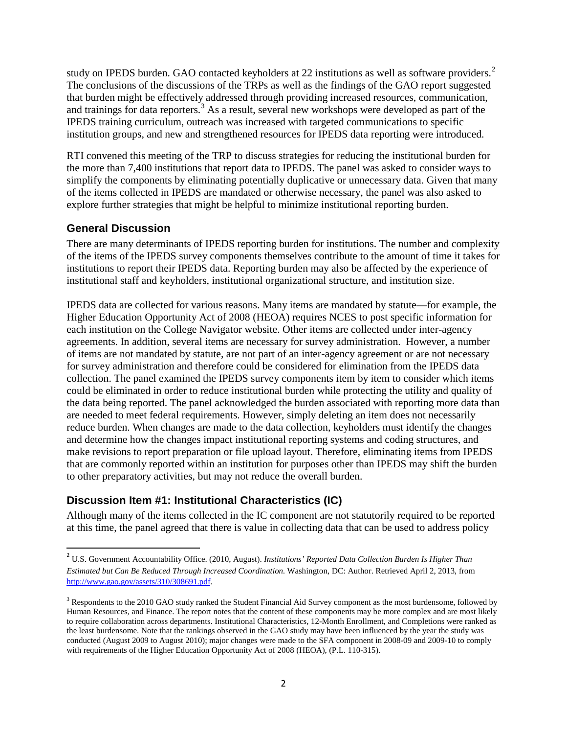study on IPEDS burden. GAO contacted keyholders at 22 institutions as well as software providers.[2] The conclusions of the discussions of the TRPs as well as the findings of the GAO report suggested that burden might be effectively addressed through providing increased resources, communication, and trainings for data reporters.[3] As a result, several new workshops were developed as part of the IPEDS training curriculum, outreach was increased with targeted communications to specific institution groups, and new and strengthened resources for IPEDS data reporting were introduced.

RTI convened this meeting of the TRP to discuss strategies for reducing the institutional burden for the more than 7,400 institutions that report data to IPEDS. The panel was asked to consider ways to simplify the components by eliminating potentially duplicative or unnecessary data. Given that many of the items collected in IPEDS are mandated or otherwise necessary, the panel was also asked to explore further strategies that might be helpful to minimize institutional reporting burden.

### General Discussion

There are many determinants of IPEDS reporting burden for institutions. The number and complexity of the items of the IPEDS survey components themselves contribute to the amount of time it takes for institutions to report their IPEDS data. Reporting burden may also be affected by the experience of institutional staff and keyholders, institutional organizational structure, and institution size.

IPEDS data are collected for various reasons. Many items are mandated by statute—for example, the Higher Education Opportunity Act of 2008 (HEOA) requires NCES to post specific information for each institution on the College Navigator website. Other items are collected under inter-agency agreements. In addition, several items are necessary for survey administration. However, a number of items are not mandated by statute, are not part of an inter-agency agreement or are not necessary for survey administration and therefore could be considered for elimination from the IPEDS data collection. The panel examined the IPEDS survey components item by item to consider which items could be eliminated in order to reduce institutional burden while protecting the utility and quality of the data being reported. The panel acknowledged the burden associated with reporting more data than are needed to meet federal requirements. However, simply deleting an item does not necessarily reduce burden. When changes are made to the data collection, keyholders must identify the changes and determine how the changes impact institutional reporting systems and coding structures, and make revisions to report preparation or file upload layout. Therefore, eliminating items from IPEDS that are commonly reported within an institution for purposes other than IPEDS may shift the burden to other preparatory activities, but may not reduce the overall burden.

### Discussion Item #1: Institutional Characteristics (IC)

Although many of the items collected in the IC component are not statutorily required to be reported at this time, the panel agreed that there is value in collecting data that can be used to address policy

---

[2] U.S. Government Accountability Office. (2010, August). *Institutions' Reported Data Collection Burden Is Higher Than Estimated but Can Be Reduced Through Increased Coordination.* Washington, DC: Author. Retrieved April 2, 2013, from http://www.gao.gov/assets/310/308691.pdf.

[3] Respondents to the 2010 GAO study ranked the Student Financial Aid Survey component as the most burdensome, followed by Human Resources, and Finance. The report notes that the content of these components may be more complex and are most likely to require collaboration across departments. Institutional Characteristics, 12-Month Enrollment, and Completions were ranked as the least burdensome. Note that the rankings observed in the GAO study may have been influenced by the year the study was conducted (August 2009 to August 2010); major changes were made to the SFA component in 2008-09 and 2009-10 to comply with requirements of the Higher Education Opportunity Act of 2008 (HEOA), (P.L. 110-315).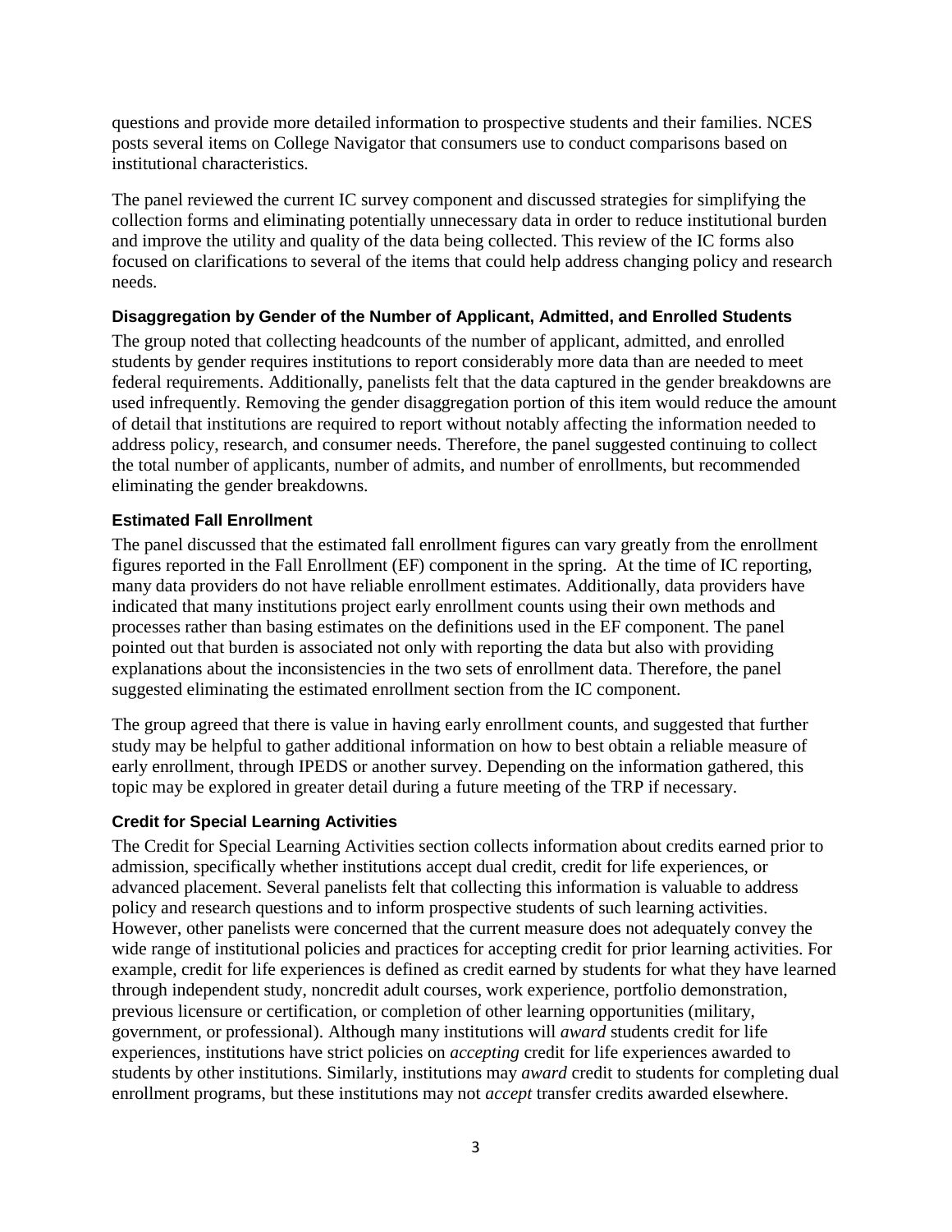questions and provide more detailed information to prospective students and their families. NCES posts several items on College Navigator that consumers use to conduct comparisons based on institutional characteristics.

The panel reviewed the current IC survey component and discussed strategies for simplifying the collection forms and eliminating potentially unnecessary data in order to reduce institutional burden and improve the utility and quality of the data being collected. This review of the IC forms also focused on clarifications to several of the items that could help address changing policy and research needs.

### Disaggregation by Gender of the Number of Applicant, Admitted, and Enrolled Students

The group noted that collecting headcounts of the number of applicant, admitted, and enrolled students by gender requires institutions to report considerably more data than are needed to meet federal requirements. Additionally, panelists felt that the data captured in the gender breakdowns are used infrequently. Removing the gender disaggregation portion of this item would reduce the amount of detail that institutions are required to report without notably affecting the information needed to address policy, research, and consumer needs. Therefore, the panel suggested continuing to collect the total number of applicants, number of admits, and number of enrollments, but recommended eliminating the gender breakdowns.

### Estimated Fall Enrollment

The panel discussed that the estimated fall enrollment figures can vary greatly from the enrollment figures reported in the Fall Enrollment (EF) component in the spring. At the time of IC reporting, many data providers do not have reliable enrollment estimates. Additionally, data providers have indicated that many institutions project early enrollment counts using their own methods and processes rather than basing estimates on the definitions used in the EF component. The panel pointed out that burden is associated not only with reporting the data but also with providing explanations about the inconsistencies in the two sets of enrollment data. Therefore, the panel suggested eliminating the estimated enrollment section from the IC component.

The group agreed that there is value in having early enrollment counts, and suggested that further study may be helpful to gather additional information on how to best obtain a reliable measure of early enrollment, through IPEDS or another survey. Depending on the information gathered, this topic may be explored in greater detail during a future meeting of the TRP if necessary.

### Credit for Special Learning Activities

The Credit for Special Learning Activities section collects information about credits earned prior to admission, specifically whether institutions accept dual credit, credit for life experiences, or advanced placement. Several panelists felt that collecting this information is valuable to address policy and research questions and to inform prospective students of such learning activities. However, other panelists were concerned that the current measure does not adequately convey the wide range of institutional policies and practices for accepting credit for prior learning activities. For example, credit for life experiences is defined as credit earned by students for what they have learned through independent study, noncredit adult courses, work experience, portfolio demonstration, previous licensure or certification, or completion of other learning opportunities (military, government, or professional). Although many institutions will *award* students credit for life experiences, institutions have strict policies on *accepting* credit for life experiences awarded to students by other institutions. Similarly, institutions may *award* credit to students for completing dual enrollment programs, but these institutions may not *accept* transfer credits awarded elsewhere.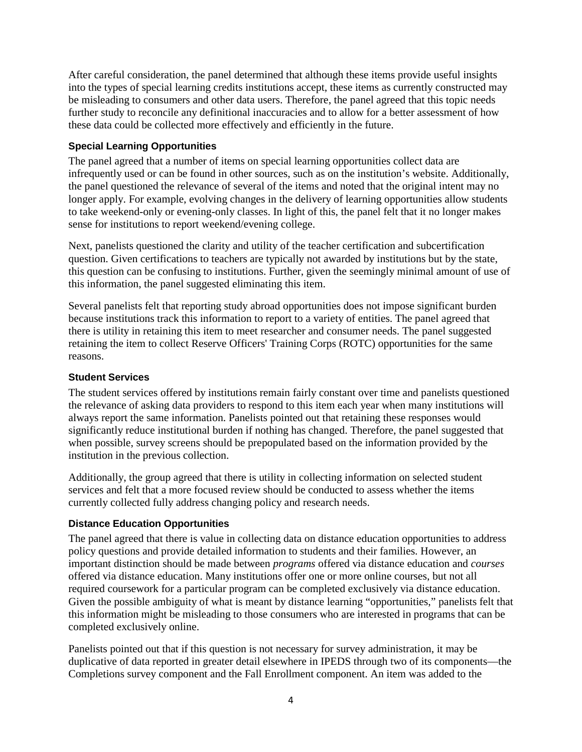After careful consideration, the panel determined that although these items provide useful insights into the types of special learning credits institutions accept, these items as currently constructed may be misleading to consumers and other data users. Therefore, the panel agreed that this topic needs further study to reconcile any definitional inaccuracies and to allow for a better assessment of how these data could be collected more effectively and efficiently in the future.

### Special Learning Opportunities

The panel agreed that a number of items on special learning opportunities collect data are infrequently used or can be found in other sources, such as on the institution's website. Additionally, the panel questioned the relevance of several of the items and noted that the original intent may no longer apply. For example, evolving changes in the delivery of learning opportunities allow students to take weekend-only or evening-only classes. In light of this, the panel felt that it no longer makes sense for institutions to report weekend/evening college.

Next, panelists questioned the clarity and utility of the teacher certification and subcertification question. Given certifications to teachers are typically not awarded by institutions but by the state, this question can be confusing to institutions. Further, given the seemingly minimal amount of use of this information, the panel suggested eliminating this item.

Several panelists felt that reporting study abroad opportunities does not impose significant burden because institutions track this information to report to a variety of entities. The panel agreed that there is utility in retaining this item to meet researcher and consumer needs. The panel suggested retaining the item to collect Reserve Officers' Training Corps (ROTC) opportunities for the same reasons.

### Student Services

The student services offered by institutions remain fairly constant over time and panelists questioned the relevance of asking data providers to respond to this item each year when many institutions will always report the same information. Panelists pointed out that retaining these responses would significantly reduce institutional burden if nothing has changed. Therefore, the panel suggested that when possible, survey screens should be prepopulated based on the information provided by the institution in the previous collection.

Additionally, the group agreed that there is utility in collecting information on selected student services and felt that a more focused review should be conducted to assess whether the items currently collected fully address changing policy and research needs.

### Distance Education Opportunities

The panel agreed that there is value in collecting data on distance education opportunities to address policy questions and provide detailed information to students and their families. However, an important distinction should be made between *programs* offered via distance education and *courses* offered via distance education. Many institutions offer one or more online courses, but not all required coursework for a particular program can be completed exclusively via distance education. Given the possible ambiguity of what is meant by distance learning "opportunities," panelists felt that this information might be misleading to those consumers who are interested in programs that can be completed exclusively online.

Panelists pointed out that if this question is not necessary for survey administration, it may be duplicative of data reported in greater detail elsewhere in IPEDS through two of its components—the Completions survey component and the Fall Enrollment component. An item was added to the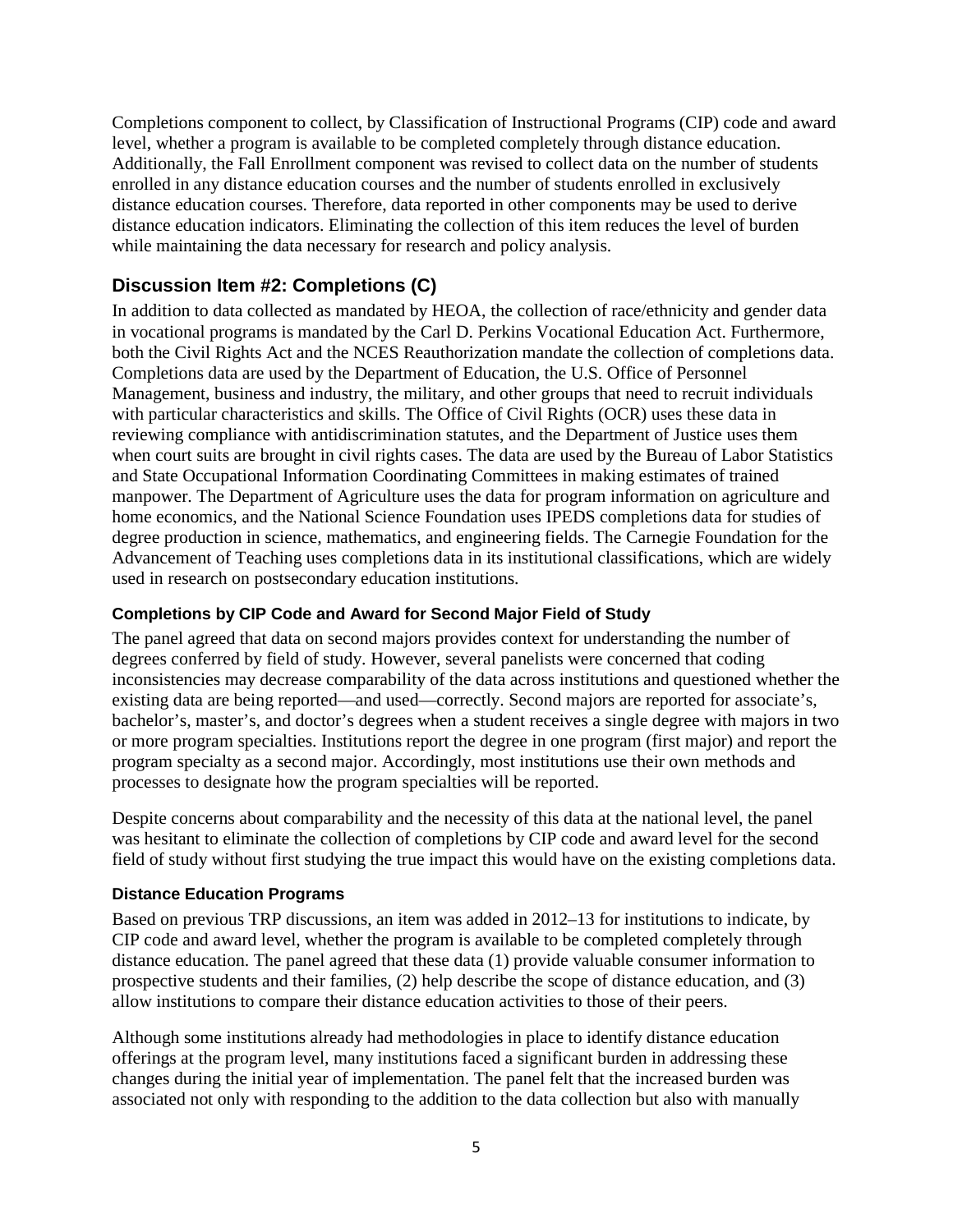Completions component to collect, by Classification of Instructional Programs (CIP) code and award level, whether a program is available to be completed completely through distance education. Additionally, the Fall Enrollment component was revised to collect data on the number of students enrolled in any distance education courses and the number of students enrolled in exclusively distance education courses. Therefore, data reported in other components may be used to derive distance education indicators. Eliminating the collection of this item reduces the level of burden while maintaining the data necessary for research and policy analysis.

## Discussion Item #2: Completions (C)

In addition to data collected as mandated by HEOA, the collection of race/ethnicity and gender data in vocational programs is mandated by the Carl D. Perkins Vocational Education Act. Furthermore, both the Civil Rights Act and the NCES Reauthorization mandate the collection of completions data. Completions data are used by the Department of Education, the U.S. Office of Personnel Management, business and industry, the military, and other groups that need to recruit individuals with particular characteristics and skills. The Office of Civil Rights (OCR) uses these data in reviewing compliance with antidiscrimination statutes, and the Department of Justice uses them when court suits are brought in civil rights cases. The data are used by the Bureau of Labor Statistics and State Occupational Information Coordinating Committees in making estimates of trained manpower. The Department of Agriculture uses the data for program information on agriculture and home economics, and the National Science Foundation uses IPEDS completions data for studies of degree production in science, mathematics, and engineering fields. The Carnegie Foundation for the Advancement of Teaching uses completions data in its institutional classifications, which are widely used in research on postsecondary education institutions.

### Completions by CIP Code and Award for Second Major Field of Study

The panel agreed that data on second majors provides context for understanding the number of degrees conferred by field of study. However, several panelists were concerned that coding inconsistencies may decrease comparability of the data across institutions and questioned whether the existing data are being reported—and used—correctly. Second majors are reported for associate's, bachelor's, master's, and doctor's degrees when a student receives a single degree with majors in two or more program specialties. Institutions report the degree in one program (first major) and report the program specialty as a second major. Accordingly, most institutions use their own methods and processes to designate how the program specialties will be reported.

Despite concerns about comparability and the necessity of this data at the national level, the panel was hesitant to eliminate the collection of completions by CIP code and award level for the second field of study without first studying the true impact this would have on the existing completions data.

### Distance Education Programs

Based on previous TRP discussions, an item was added in 2012–13 for institutions to indicate, by CIP code and award level, whether the program is available to be completed completely through distance education. The panel agreed that these data (1) provide valuable consumer information to prospective students and their families, (2) help describe the scope of distance education, and (3) allow institutions to compare their distance education activities to those of their peers.

Although some institutions already had methodologies in place to identify distance education offerings at the program level, many institutions faced a significant burden in addressing these changes during the initial year of implementation. The panel felt that the increased burden was associated not only with responding to the addition to the data collection but also with manually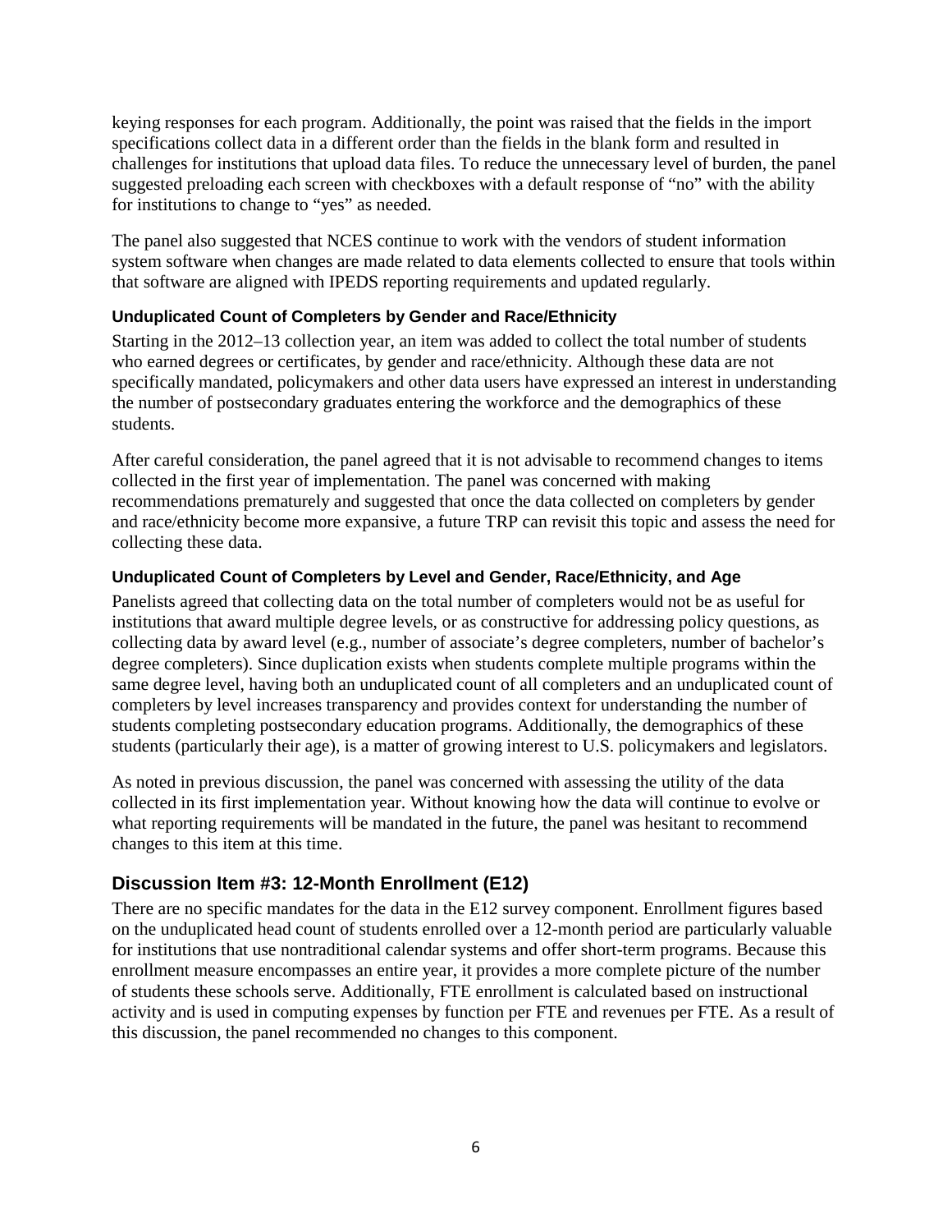keying responses for each program. Additionally, the point was raised that the fields in the import specifications collect data in a different order than the fields in the blank form and resulted in challenges for institutions that upload data files. To reduce the unnecessary level of burden, the panel suggested preloading each screen with checkboxes with a default response of "no" with the ability for institutions to change to "yes" as needed.

The panel also suggested that NCES continue to work with the vendors of student information system software when changes are made related to data elements collected to ensure that tools within that software are aligned with IPEDS reporting requirements and updated regularly.

#### Unduplicated Count of Completers by Gender and Race/Ethnicity

Starting in the 2012–13 collection year, an item was added to collect the total number of students who earned degrees or certificates, by gender and race/ethnicity. Although these data are not specifically mandated, policymakers and other data users have expressed an interest in understanding the number of postsecondary graduates entering the workforce and the demographics of these students.

After careful consideration, the panel agreed that it is not advisable to recommend changes to items collected in the first year of implementation. The panel was concerned with making recommendations prematurely and suggested that once the data collected on completers by gender and race/ethnicity become more expansive, a future TRP can revisit this topic and assess the need for collecting these data.

#### Unduplicated Count of Completers by Level and Gender, Race/Ethnicity, and Age

Panelists agreed that collecting data on the total number of completers would not be as useful for institutions that award multiple degree levels, or as constructive for addressing policy questions, as collecting data by award level (e.g., number of associate's degree completers, number of bachelor's degree completers). Since duplication exists when students complete multiple programs within the same degree level, having both an unduplicated count of all completers and an unduplicated count of completers by level increases transparency and provides context for understanding the number of students completing postsecondary education programs. Additionally, the demographics of these students (particularly their age), is a matter of growing interest to U.S. policymakers and legislators.

As noted in previous discussion, the panel was concerned with assessing the utility of the data collected in its first implementation year. Without knowing how the data will continue to evolve or what reporting requirements will be mandated in the future, the panel was hesitant to recommend changes to this item at this time.

### Discussion Item #3: 12-Month Enrollment (E12)

There are no specific mandates for the data in the E12 survey component. Enrollment figures based on the unduplicated head count of students enrolled over a 12-month period are particularly valuable for institutions that use nontraditional calendar systems and offer short-term programs. Because this enrollment measure encompasses an entire year, it provides a more complete picture of the number of students these schools serve. Additionally, FTE enrollment is calculated based on instructional activity and is used in computing expenses by function per FTE and revenues per FTE. As a result of this discussion, the panel recommended no changes to this component.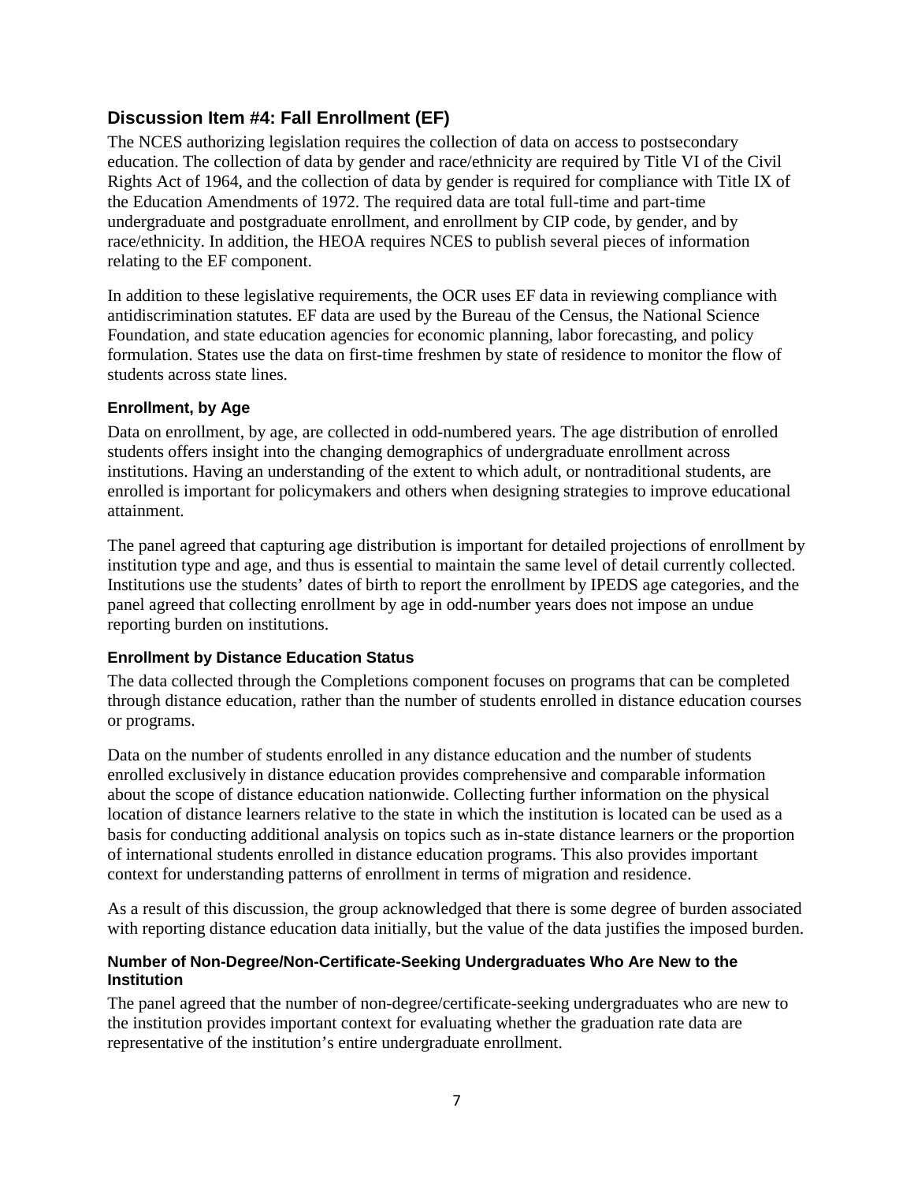## Discussion Item #4: Fall Enrollment (EF)

The NCES authorizing legislation requires the collection of data on access to postsecondary education. The collection of data by gender and race/ethnicity are required by Title VI of the Civil Rights Act of 1964, and the collection of data by gender is required for compliance with Title IX of the Education Amendments of 1972. The required data are total full-time and part-time undergraduate and postgraduate enrollment, and enrollment by CIP code, by gender, and by race/ethnicity. In addition, the HEOA requires NCES to publish several pieces of information relating to the EF component.

In addition to these legislative requirements, the OCR uses EF data in reviewing compliance with antidiscrimination statutes. EF data are used by the Bureau of the Census, the National Science Foundation, and state education agencies for economic planning, labor forecasting, and policy formulation. States use the data on first-time freshmen by state of residence to monitor the flow of students across state lines.

### Enrollment, by Age

Data on enrollment, by age, are collected in odd-numbered years. The age distribution of enrolled students offers insight into the changing demographics of undergraduate enrollment across institutions. Having an understanding of the extent to which adult, or nontraditional students, are enrolled is important for policymakers and others when designing strategies to improve educational attainment.

The panel agreed that capturing age distribution is important for detailed projections of enrollment by institution type and age, and thus is essential to maintain the same level of detail currently collected. Institutions use the students' dates of birth to report the enrollment by IPEDS age categories, and the panel agreed that collecting enrollment by age in odd-number years does not impose an undue reporting burden on institutions.

### Enrollment by Distance Education Status

The data collected through the Completions component focuses on programs that can be completed through distance education, rather than the number of students enrolled in distance education courses or programs.

Data on the number of students enrolled in any distance education and the number of students enrolled exclusively in distance education provides comprehensive and comparable information about the scope of distance education nationwide. Collecting further information on the physical location of distance learners relative to the state in which the institution is located can be used as a basis for conducting additional analysis on topics such as in-state distance learners or the proportion of international students enrolled in distance education programs. This also provides important context for understanding patterns of enrollment in terms of migration and residence.

As a result of this discussion, the group acknowledged that there is some degree of burden associated with reporting distance education data initially, but the value of the data justifies the imposed burden.

### Number of Non-Degree/Non-Certificate-Seeking Undergraduates Who Are New to the Institution

The panel agreed that the number of non-degree/certificate-seeking undergraduates who are new to the institution provides important context for evaluating whether the graduation rate data are representative of the institution's entire undergraduate enrollment.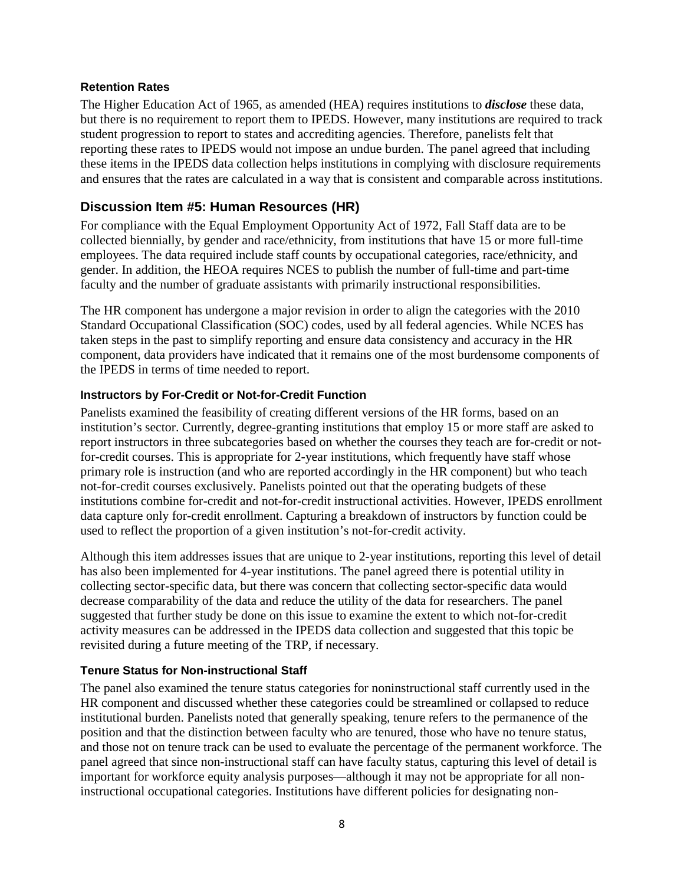### Retention Rates

The Higher Education Act of 1965, as amended (HEA) requires institutions to ***disclose*** these data, but there is no requirement to report them to IPEDS. However, many institutions are required to track student progression to report to states and accrediting agencies. Therefore, panelists felt that reporting these rates to IPEDS would not impose an undue burden. The panel agreed that including these items in the IPEDS data collection helps institutions in complying with disclosure requirements and ensures that the rates are calculated in a way that is consistent and comparable across institutions.

## Discussion Item #5: Human Resources (HR)

For compliance with the Equal Employment Opportunity Act of 1972, Fall Staff data are to be collected biennially, by gender and race/ethnicity, from institutions that have 15 or more full-time employees. The data required include staff counts by occupational categories, race/ethnicity, and gender. In addition, the HEOA requires NCES to publish the number of full-time and part-time faculty and the number of graduate assistants with primarily instructional responsibilities.

The HR component has undergone a major revision in order to align the categories with the 2010 Standard Occupational Classification (SOC) codes, used by all federal agencies. While NCES has taken steps in the past to simplify reporting and ensure data consistency and accuracy in the HR component, data providers have indicated that it remains one of the most burdensome components of the IPEDS in terms of time needed to report.

### Instructors by For-Credit or Not-for-Credit Function

Panelists examined the feasibility of creating different versions of the HR forms, based on an institution's sector. Currently, degree-granting institutions that employ 15 or more staff are asked to report instructors in three subcategories based on whether the courses they teach are for-credit or not-for-credit courses. This is appropriate for 2-year institutions, which frequently have staff whose primary role is instruction (and who are reported accordingly in the HR component) but who teach not-for-credit courses exclusively. Panelists pointed out that the operating budgets of these institutions combine for-credit and not-for-credit instructional activities. However, IPEDS enrollment data capture only for-credit enrollment. Capturing a breakdown of instructors by function could be used to reflect the proportion of a given institution's not-for-credit activity.

Although this item addresses issues that are unique to 2-year institutions, reporting this level of detail has also been implemented for 4-year institutions. The panel agreed there is potential utility in collecting sector-specific data, but there was concern that collecting sector-specific data would decrease comparability of the data and reduce the utility of the data for researchers. The panel suggested that further study be done on this issue to examine the extent to which not-for-credit activity measures can be addressed in the IPEDS data collection and suggested that this topic be revisited during a future meeting of the TRP, if necessary.

### Tenure Status for Non-instructional Staff

The panel also examined the tenure status categories for noninstructional staff currently used in the HR component and discussed whether these categories could be streamlined or collapsed to reduce institutional burden. Panelists noted that generally speaking, tenure refers to the permanence of the position and that the distinction between faculty who are tenured, those who have no tenure status, and those not on tenure track can be used to evaluate the percentage of the permanent workforce. The panel agreed that since non-instructional staff can have faculty status, capturing this level of detail is important for workforce equity analysis purposes—although it may not be appropriate for all non-instructional occupational categories. Institutions have different policies for designating non-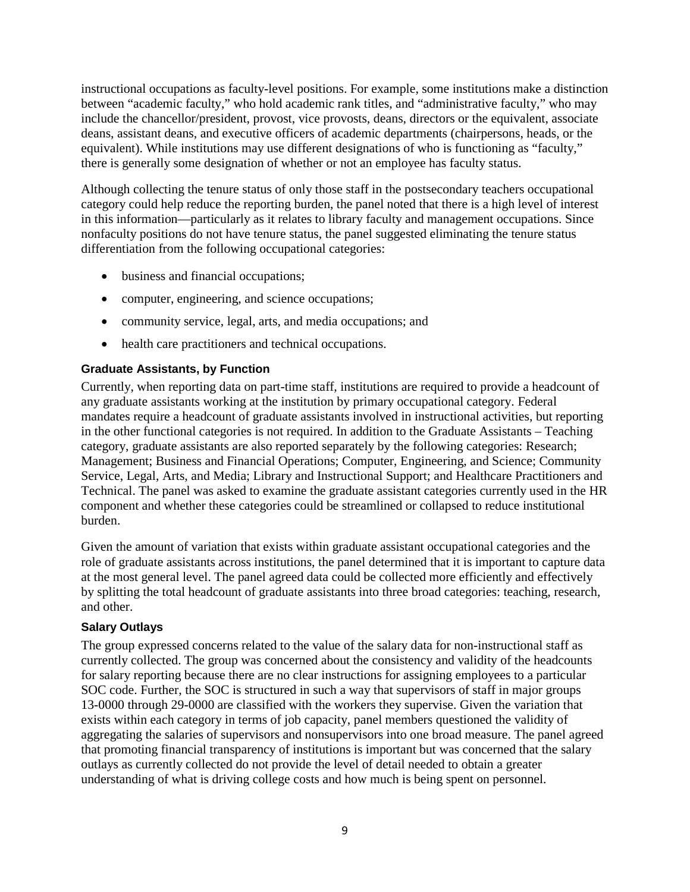instructional occupations as faculty-level positions. For example, some institutions make a distinction between "academic faculty," who hold academic rank titles, and "administrative faculty," who may include the chancellor/president, provost, vice provosts, deans, directors or the equivalent, associate deans, assistant deans, and executive officers of academic departments (chairpersons, heads, or the equivalent). While institutions may use different designations of who is functioning as "faculty," there is generally some designation of whether or not an employee has faculty status.

Although collecting the tenure status of only those staff in the postsecondary teachers occupational category could help reduce the reporting burden, the panel noted that there is a high level of interest in this information—particularly as it relates to library faculty and management occupations. Since nonfaculty positions do not have tenure status, the panel suggested eliminating the tenure status differentiation from the following occupational categories:

- business and financial occupations;
- computer, engineering, and science occupations;
- community service, legal, arts, and media occupations; and
- health care practitioners and technical occupations.

#### Graduate Assistants, by Function

Currently, when reporting data on part-time staff, institutions are required to provide a headcount of any graduate assistants working at the institution by primary occupational category. Federal mandates require a headcount of graduate assistants involved in instructional activities, but reporting in the other functional categories is not required. In addition to the Graduate Assistants – Teaching category, graduate assistants are also reported separately by the following categories: Research; Management; Business and Financial Operations; Computer, Engineering, and Science; Community Service, Legal, Arts, and Media; Library and Instructional Support; and Healthcare Practitioners and Technical. The panel was asked to examine the graduate assistant categories currently used in the HR component and whether these categories could be streamlined or collapsed to reduce institutional burden.

Given the amount of variation that exists within graduate assistant occupational categories and the role of graduate assistants across institutions, the panel determined that it is important to capture data at the most general level. The panel agreed data could be collected more efficiently and effectively by splitting the total headcount of graduate assistants into three broad categories: teaching, research, and other.

#### Salary Outlays

The group expressed concerns related to the value of the salary data for non-instructional staff as currently collected. The group was concerned about the consistency and validity of the headcounts for salary reporting because there are no clear instructions for assigning employees to a particular SOC code. Further, the SOC is structured in such a way that supervisors of staff in major groups 13-0000 through 29-0000 are classified with the workers they supervise. Given the variation that exists within each category in terms of job capacity, panel members questioned the validity of aggregating the salaries of supervisors and nonsupervisors into one broad measure. The panel agreed that promoting financial transparency of institutions is important but was concerned that the salary outlays as currently collected do not provide the level of detail needed to obtain a greater understanding of what is driving college costs and how much is being spent on personnel.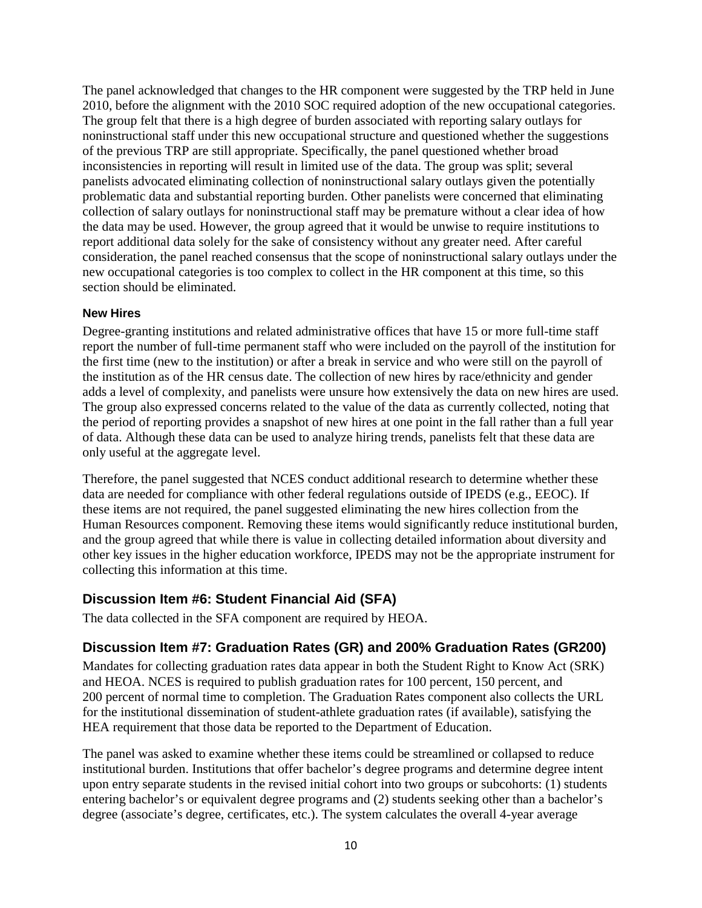The panel acknowledged that changes to the HR component were suggested by the TRP held in June 2010, before the alignment with the 2010 SOC required adoption of the new occupational categories. The group felt that there is a high degree of burden associated with reporting salary outlays for noninstructional staff under this new occupational structure and questioned whether the suggestions of the previous TRP are still appropriate. Specifically, the panel questioned whether broad inconsistencies in reporting will result in limited use of the data. The group was split; several panelists advocated eliminating collection of noninstructional salary outlays given the potentially problematic data and substantial reporting burden. Other panelists were concerned that eliminating collection of salary outlays for noninstructional staff may be premature without a clear idea of how the data may be used. However, the group agreed that it would be unwise to require institutions to report additional data solely for the sake of consistency without any greater need. After careful consideration, the panel reached consensus that the scope of noninstructional salary outlays under the new occupational categories is too complex to collect in the HR component at this time, so this section should be eliminated.

#### New Hires

Degree-granting institutions and related administrative offices that have 15 or more full-time staff report the number of full-time permanent staff who were included on the payroll of the institution for the first time (new to the institution) or after a break in service and who were still on the payroll of the institution as of the HR census date. The collection of new hires by race/ethnicity and gender adds a level of complexity, and panelists were unsure how extensively the data on new hires are used. The group also expressed concerns related to the value of the data as currently collected, noting that the period of reporting provides a snapshot of new hires at one point in the fall rather than a full year of data. Although these data can be used to analyze hiring trends, panelists felt that these data are only useful at the aggregate level.

Therefore, the panel suggested that NCES conduct additional research to determine whether these data are needed for compliance with other federal regulations outside of IPEDS (e.g., EEOC). If these items are not required, the panel suggested eliminating the new hires collection from the Human Resources component. Removing these items would significantly reduce institutional burden, and the group agreed that while there is value in collecting detailed information about diversity and other key issues in the higher education workforce, IPEDS may not be the appropriate instrument for collecting this information at this time.

### Discussion Item #6: Student Financial Aid (SFA)

The data collected in the SFA component are required by HEOA.

### Discussion Item #7: Graduation Rates (GR) and 200% Graduation Rates (GR200)

Mandates for collecting graduation rates data appear in both the Student Right to Know Act (SRK) and HEOA. NCES is required to publish graduation rates for 100 percent, 150 percent, and 200 percent of normal time to completion. The Graduation Rates component also collects the URL for the institutional dissemination of student-athlete graduation rates (if available), satisfying the HEA requirement that those data be reported to the Department of Education.

The panel was asked to examine whether these items could be streamlined or collapsed to reduce institutional burden. Institutions that offer bachelor's degree programs and determine degree intent upon entry separate students in the revised initial cohort into two groups or subcohorts: (1) students entering bachelor's or equivalent degree programs and (2) students seeking other than a bachelor's degree (associate's degree, certificates, etc.). The system calculates the overall 4-year average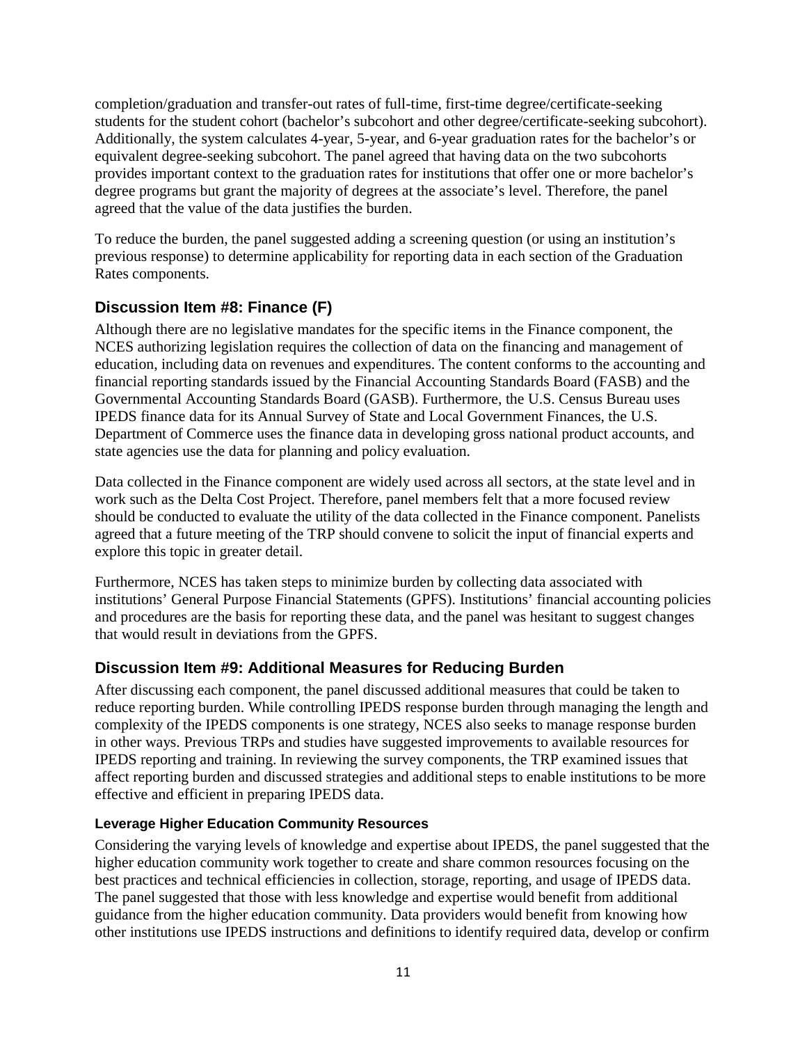completion/graduation and transfer-out rates of full-time, first-time degree/certificate-seeking students for the student cohort (bachelor's subcohort and other degree/certificate-seeking subcohort). Additionally, the system calculates 4-year, 5-year, and 6-year graduation rates for the bachelor's or equivalent degree-seeking subcohort. The panel agreed that having data on the two subcohorts provides important context to the graduation rates for institutions that offer one or more bachelor's degree programs but grant the majority of degrees at the associate's level. Therefore, the panel agreed that the value of the data justifies the burden.

To reduce the burden, the panel suggested adding a screening question (or using an institution's previous response) to determine applicability for reporting data in each section of the Graduation Rates components.

## Discussion Item #8: Finance (F)

Although there are no legislative mandates for the specific items in the Finance component, the NCES authorizing legislation requires the collection of data on the financing and management of education, including data on revenues and expenditures. The content conforms to the accounting and financial reporting standards issued by the Financial Accounting Standards Board (FASB) and the Governmental Accounting Standards Board (GASB). Furthermore, the U.S. Census Bureau uses IPEDS finance data for its Annual Survey of State and Local Government Finances, the U.S. Department of Commerce uses the finance data in developing gross national product accounts, and state agencies use the data for planning and policy evaluation.

Data collected in the Finance component are widely used across all sectors, at the state level and in work such as the Delta Cost Project. Therefore, panel members felt that a more focused review should be conducted to evaluate the utility of the data collected in the Finance component. Panelists agreed that a future meeting of the TRP should convene to solicit the input of financial experts and explore this topic in greater detail.

Furthermore, NCES has taken steps to minimize burden by collecting data associated with institutions' General Purpose Financial Statements (GPFS). Institutions' financial accounting policies and procedures are the basis for reporting these data, and the panel was hesitant to suggest changes that would result in deviations from the GPFS.

## Discussion Item #9: Additional Measures for Reducing Burden

After discussing each component, the panel discussed additional measures that could be taken to reduce reporting burden. While controlling IPEDS response burden through managing the length and complexity of the IPEDS components is one strategy, NCES also seeks to manage response burden in other ways. Previous TRPs and studies have suggested improvements to available resources for IPEDS reporting and training. In reviewing the survey components, the TRP examined issues that affect reporting burden and discussed strategies and additional steps to enable institutions to be more effective and efficient in preparing IPEDS data.

### Leverage Higher Education Community Resources

Considering the varying levels of knowledge and expertise about IPEDS, the panel suggested that the higher education community work together to create and share common resources focusing on the best practices and technical efficiencies in collection, storage, reporting, and usage of IPEDS data. The panel suggested that those with less knowledge and expertise would benefit from additional guidance from the higher education community. Data providers would benefit from knowing how other institutions use IPEDS instructions and definitions to identify required data, develop or confirm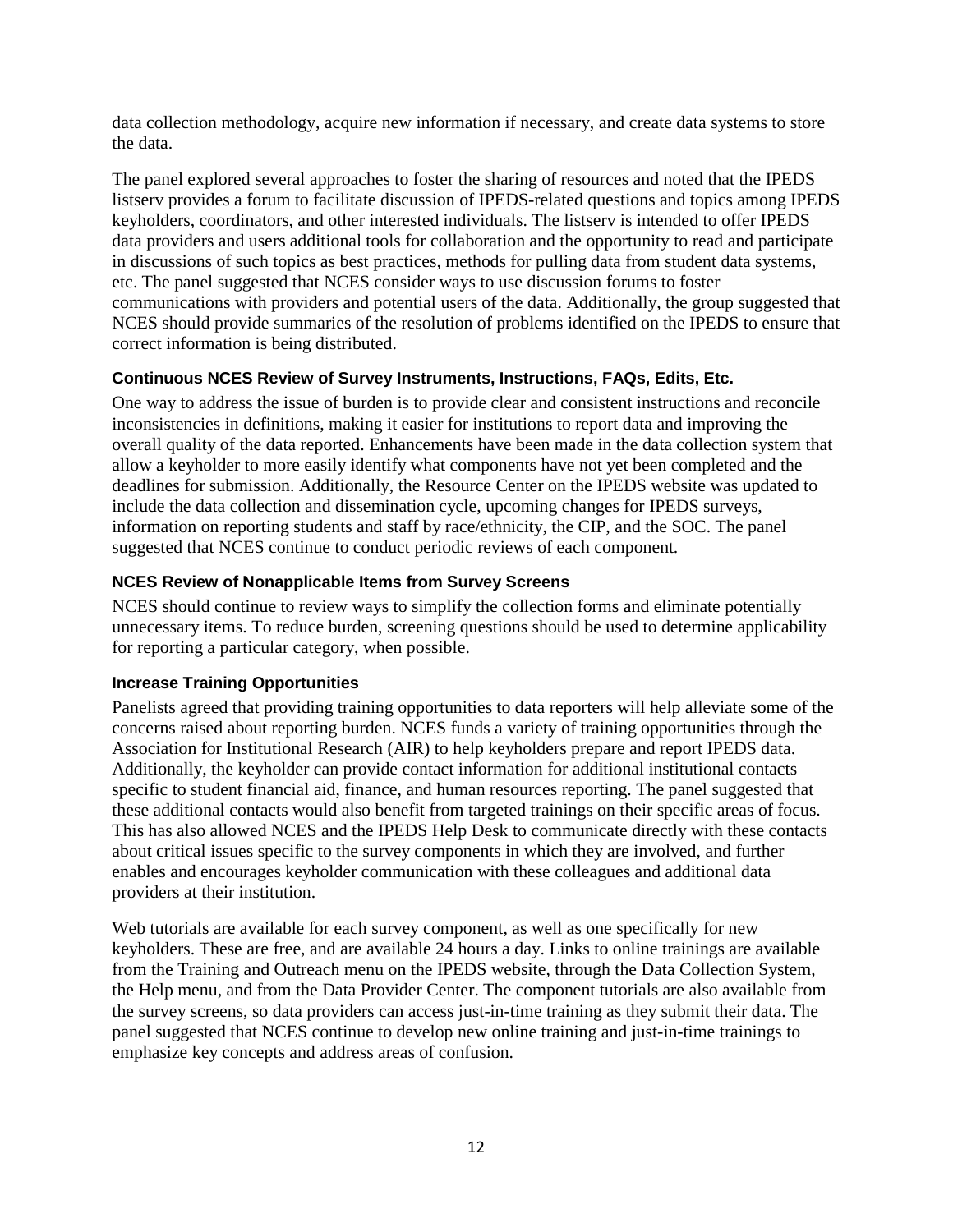data collection methodology, acquire new information if necessary, and create data systems to store the data.

The panel explored several approaches to foster the sharing of resources and noted that the IPEDS listserv provides a forum to facilitate discussion of IPEDS-related questions and topics among IPEDS keyholders, coordinators, and other interested individuals. The listserv is intended to offer IPEDS data providers and users additional tools for collaboration and the opportunity to read and participate in discussions of such topics as best practices, methods for pulling data from student data systems, etc. The panel suggested that NCES consider ways to use discussion forums to foster communications with providers and potential users of the data. Additionally, the group suggested that NCES should provide summaries of the resolution of problems identified on the IPEDS to ensure that correct information is being distributed.

### Continuous NCES Review of Survey Instruments, Instructions, FAQs, Edits, Etc.

One way to address the issue of burden is to provide clear and consistent instructions and reconcile inconsistencies in definitions, making it easier for institutions to report data and improving the overall quality of the data reported. Enhancements have been made in the data collection system that allow a keyholder to more easily identify what components have not yet been completed and the deadlines for submission. Additionally, the Resource Center on the IPEDS website was updated to include the data collection and dissemination cycle, upcoming changes for IPEDS surveys, information on reporting students and staff by race/ethnicity, the CIP, and the SOC. The panel suggested that NCES continue to conduct periodic reviews of each component.

### NCES Review of Nonapplicable Items from Survey Screens

NCES should continue to review ways to simplify the collection forms and eliminate potentially unnecessary items. To reduce burden, screening questions should be used to determine applicability for reporting a particular category, when possible.

### Increase Training Opportunities

Panelists agreed that providing training opportunities to data reporters will help alleviate some of the concerns raised about reporting burden. NCES funds a variety of training opportunities through the Association for Institutional Research (AIR) to help keyholders prepare and report IPEDS data. Additionally, the keyholder can provide contact information for additional institutional contacts specific to student financial aid, finance, and human resources reporting. The panel suggested that these additional contacts would also benefit from targeted trainings on their specific areas of focus. This has also allowed NCES and the IPEDS Help Desk to communicate directly with these contacts about critical issues specific to the survey components in which they are involved, and further enables and encourages keyholder communication with these colleagues and additional data providers at their institution.

Web tutorials are available for each survey component, as well as one specifically for new keyholders. These are free, and are available 24 hours a day. Links to online trainings are available from the Training and Outreach menu on the IPEDS website, through the Data Collection System, the Help menu, and from the Data Provider Center. The component tutorials are also available from the survey screens, so data providers can access just-in-time training as they submit their data. The panel suggested that NCES continue to develop new online training and just-in-time trainings to emphasize key concepts and address areas of confusion.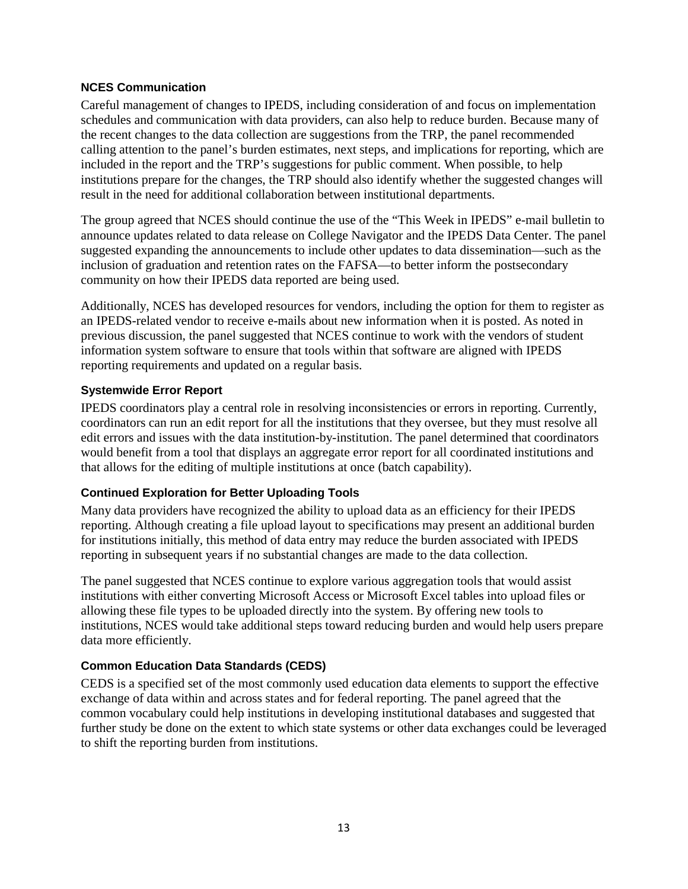### NCES Communication

Careful management of changes to IPEDS, including consideration of and focus on implementation schedules and communication with data providers, can also help to reduce burden. Because many of the recent changes to the data collection are suggestions from the TRP, the panel recommended calling attention to the panel's burden estimates, next steps, and implications for reporting, which are included in the report and the TRP's suggestions for public comment. When possible, to help institutions prepare for the changes, the TRP should also identify whether the suggested changes will result in the need for additional collaboration between institutional departments.

The group agreed that NCES should continue the use of the "This Week in IPEDS" e-mail bulletin to announce updates related to data release on College Navigator and the IPEDS Data Center. The panel suggested expanding the announcements to include other updates to data dissemination—such as the inclusion of graduation and retention rates on the FAFSA—to better inform the postsecondary community on how their IPEDS data reported are being used.

Additionally, NCES has developed resources for vendors, including the option for them to register as an IPEDS-related vendor to receive e-mails about new information when it is posted. As noted in previous discussion, the panel suggested that NCES continue to work with the vendors of student information system software to ensure that tools within that software are aligned with IPEDS reporting requirements and updated on a regular basis.

### Systemwide Error Report

IPEDS coordinators play a central role in resolving inconsistencies or errors in reporting. Currently, coordinators can run an edit report for all the institutions that they oversee, but they must resolve all edit errors and issues with the data institution-by-institution. The panel determined that coordinators would benefit from a tool that displays an aggregate error report for all coordinated institutions and that allows for the editing of multiple institutions at once (batch capability).

### Continued Exploration for Better Uploading Tools

Many data providers have recognized the ability to upload data as an efficiency for their IPEDS reporting. Although creating a file upload layout to specifications may present an additional burden for institutions initially, this method of data entry may reduce the burden associated with IPEDS reporting in subsequent years if no substantial changes are made to the data collection.

The panel suggested that NCES continue to explore various aggregation tools that would assist institutions with either converting Microsoft Access or Microsoft Excel tables into upload files or allowing these file types to be uploaded directly into the system. By offering new tools to institutions, NCES would take additional steps toward reducing burden and would help users prepare data more efficiently.

### Common Education Data Standards (CEDS)

CEDS is a specified set of the most commonly used education data elements to support the effective exchange of data within and across states and for federal reporting. The panel agreed that the common vocabulary could help institutions in developing institutional databases and suggested that further study be done on the extent to which state systems or other data exchanges could be leveraged to shift the reporting burden from institutions.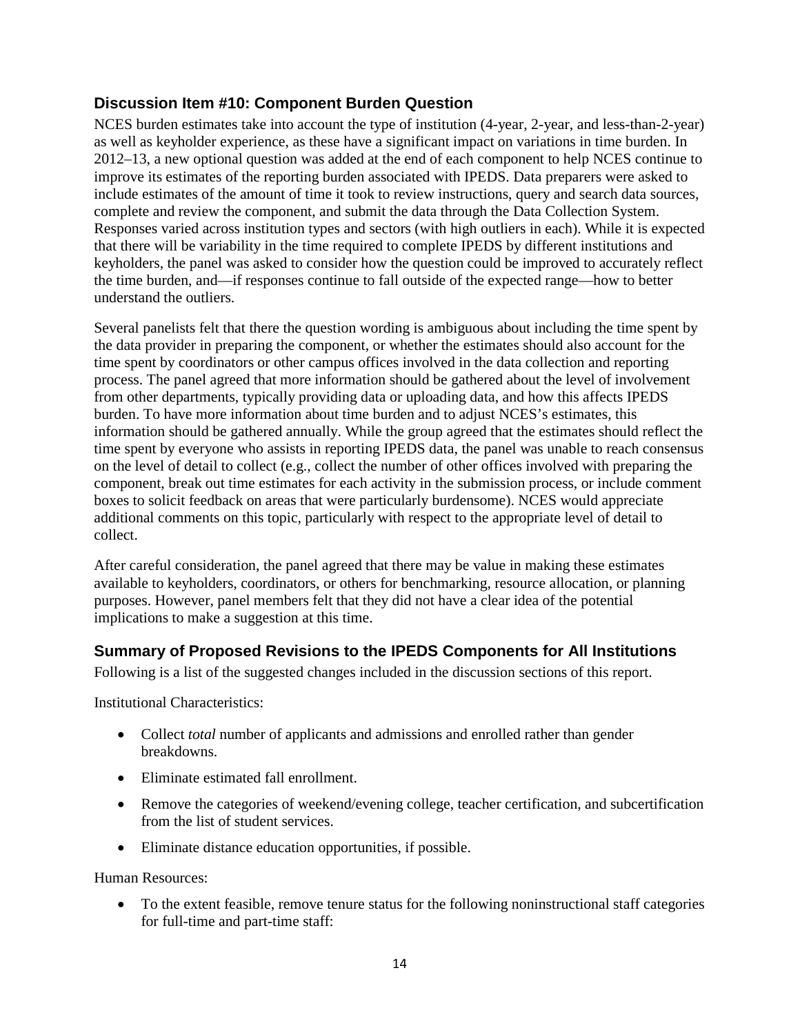## Discussion Item #10: Component Burden Question

NCES burden estimates take into account the type of institution (4-year, 2-year, and less-than-2-year) as well as keyholder experience, as these have a significant impact on variations in time burden. In 2012–13, a new optional question was added at the end of each component to help NCES continue to improve its estimates of the reporting burden associated with IPEDS. Data preparers were asked to include estimates of the amount of time it took to review instructions, query and search data sources, complete and review the component, and submit the data through the Data Collection System. Responses varied across institution types and sectors (with high outliers in each). While it is expected that there will be variability in the time required to complete IPEDS by different institutions and keyholders, the panel was asked to consider how the question could be improved to accurately reflect the time burden, and—if responses continue to fall outside of the expected range—how to better understand the outliers.

Several panelists felt that there the question wording is ambiguous about including the time spent by the data provider in preparing the component, or whether the estimates should also account for the time spent by coordinators or other campus offices involved in the data collection and reporting process. The panel agreed that more information should be gathered about the level of involvement from other departments, typically providing data or uploading data, and how this affects IPEDS burden. To have more information about time burden and to adjust NCES's estimates, this information should be gathered annually. While the group agreed that the estimates should reflect the time spent by everyone who assists in reporting IPEDS data, the panel was unable to reach consensus on the level of detail to collect (e.g., collect the number of other offices involved with preparing the component, break out time estimates for each activity in the submission process, or include comment boxes to solicit feedback on areas that were particularly burdensome). NCES would appreciate additional comments on this topic, particularly with respect to the appropriate level of detail to collect.

After careful consideration, the panel agreed that there may be value in making these estimates available to keyholders, coordinators, or others for benchmarking, resource allocation, or planning purposes. However, panel members felt that they did not have a clear idea of the potential implications to make a suggestion at this time.

## Summary of Proposed Revisions to the IPEDS Components for All Institutions

Following is a list of the suggested changes included in the discussion sections of this report.

Institutional Characteristics:

- Collect *total* number of applicants and admissions and enrolled rather than gender breakdowns.
- Eliminate estimated fall enrollment.
- Remove the categories of weekend/evening college, teacher certification, and subcertification from the list of student services.
- Eliminate distance education opportunities, if possible.

Human Resources:

- To the extent feasible, remove tenure status for the following noninstructional staff categories for full-time and part-time staff: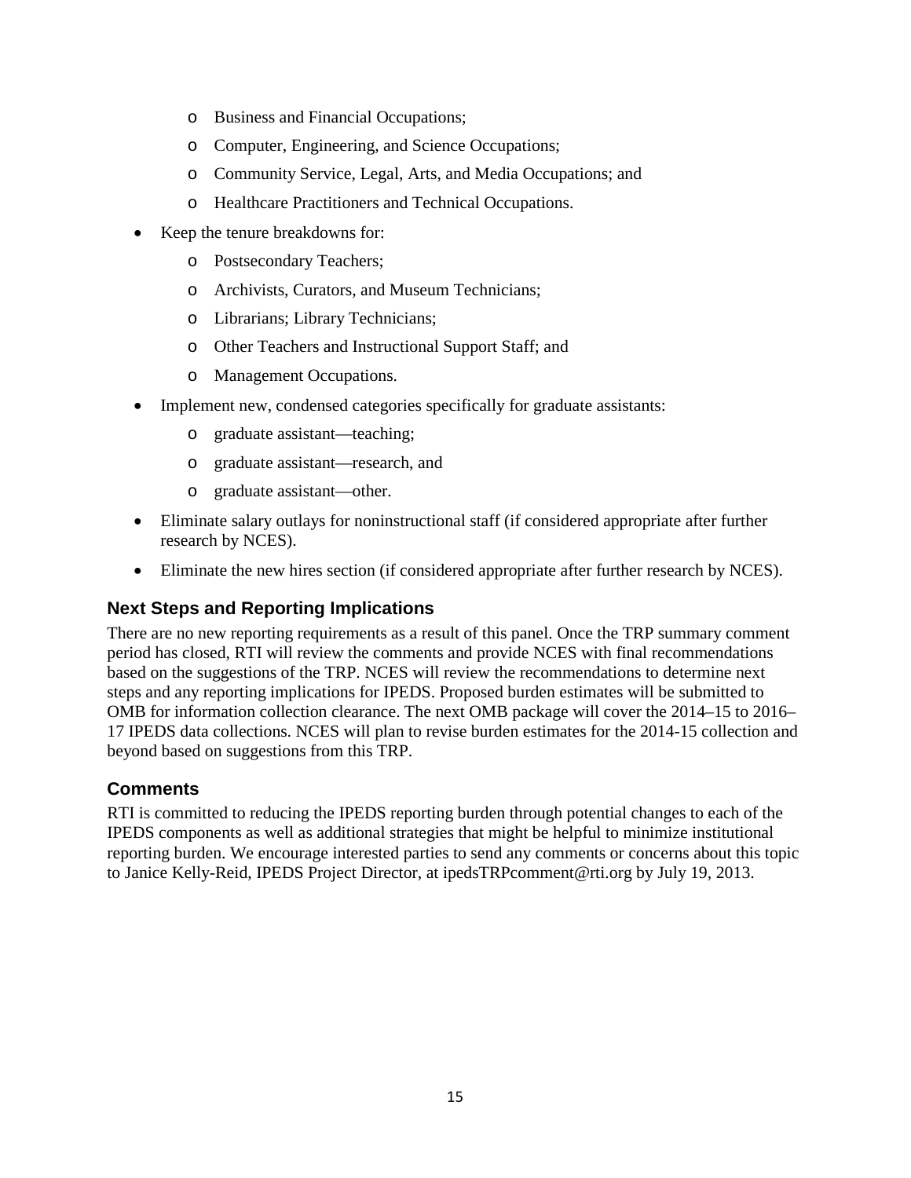- Business and Financial Occupations;
  - Computer, Engineering, and Science Occupations;
  - Community Service, Legal, Arts, and Media Occupations; and
  - Healthcare Practitioners and Technical Occupations.
- Keep the tenure breakdowns for:
  - Postsecondary Teachers;
  - Archivists, Curators, and Museum Technicians;
  - Librarians; Library Technicians;
  - Other Teachers and Instructional Support Staff; and
  - Management Occupations.
- Implement new, condensed categories specifically for graduate assistants:
  - graduate assistant—teaching;
  - graduate assistant—research, and
  - graduate assistant—other.
- Eliminate salary outlays for noninstructional staff (if considered appropriate after further research by NCES).
- Eliminate the new hires section (if considered appropriate after further research by NCES).

## Next Steps and Reporting Implications

There are no new reporting requirements as a result of this panel. Once the TRP summary comment period has closed, RTI will review the comments and provide NCES with final recommendations based on the suggestions of the TRP. NCES will review the recommendations to determine next steps and any reporting implications for IPEDS. Proposed burden estimates will be submitted to OMB for information collection clearance. The next OMB package will cover the 2014–15 to 2016–17 IPEDS data collections. NCES will plan to revise burden estimates for the 2014-15 collection and beyond based on suggestions from this TRP.

## Comments

RTI is committed to reducing the IPEDS reporting burden through potential changes to each of the IPEDS components as well as additional strategies that might be helpful to minimize institutional reporting burden. We encourage interested parties to send any comments or concerns about this topic to Janice Kelly-Reid, IPEDS Project Director, at ipedsTRPcomment@rti.org by July 19, 2013.